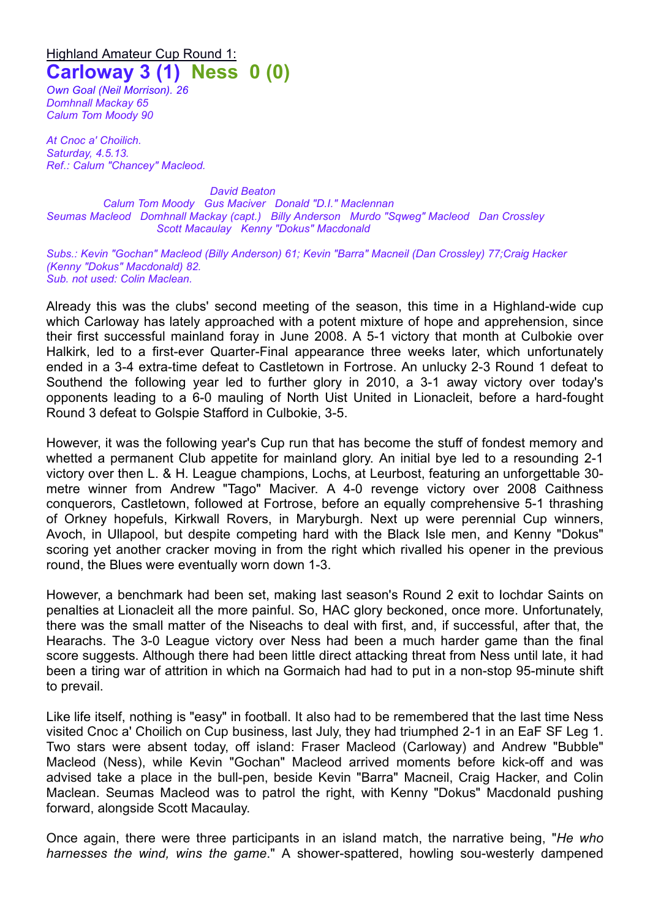Highland Amateur Cup Round 1:

# Carloway 3 (1) Ness 0 (0)

*Own Goal (Neil Morrison). 26*
*Domhnall Mackay 65*
*Calum Tom Moody 90*

*At Cnoc a' Choilich.*
*Saturday, 4.5.13.*
*Ref.: Calum "Chancey" Macleod.*

*David Beaton*
*Calum Tom Moody   Gus Maciver   Donald "D.I." Maclennan*
*Seumas Macleod   Domhnall Mackay (capt.)   Billy Anderson   Murdo "Sqweg" Macleod   Dan Crossley*
*Scott Macaulay   Kenny "Dokus" Macdonald*

*Subs.: Kevin "Gochan" Macleod (Billy Anderson) 61; Kevin "Barra" Macneil (Dan Crossley) 77;Craig Hacker (Kenny "Dokus" Macdonald) 82.*
*Sub. not used: Colin Maclean.*

Already this was the clubs' second meeting of the season, this time in a Highland-wide cup which Carloway has lately approached with a potent mixture of hope and apprehension, since their first successful mainland foray in June 2008. A 5-1 victory that month at Culbokie over Halkirk, led to a first-ever Quarter-Final appearance three weeks later, which unfortunately ended in a 3-4 extra-time defeat to Castletown in Fortrose. An unlucky 2-3 Round 1 defeat to Southend the following year led to further glory in 2010, a 3-1 away victory over today's opponents leading to a 6-0 mauling of North Uist United in Lionacleit, before a hard-fought Round 3 defeat to Golspie Stafford in Culbokie, 3-5.

However, it was the following year's Cup run that has become the stuff of fondest memory and whetted a permanent Club appetite for mainland glory. An initial bye led to a resounding 2-1 victory over then L. & H. League champions, Lochs, at Leurbost, featuring an unforgettable 30-metre winner from Andrew "Tago" Maciver. A 4-0 revenge victory over 2008 Caithness conquerors, Castletown, followed at Fortrose, before an equally comprehensive 5-1 thrashing of Orkney hopefuls, Kirkwall Rovers, in Maryburgh. Next up were perennial Cup winners, Avoch, in Ullapool, but despite competing hard with the Black Isle men, and Kenny "Dokus" scoring yet another cracker moving in from the right which rivalled his opener in the previous round, the Blues were eventually worn down 1-3.

However, a benchmark had been set, making last season's Round 2 exit to Iochdar Saints on penalties at Lionacleit all the more painful. So, HAC glory beckoned, once more. Unfortunately, there was the small matter of the Niseachs to deal with first, and, if successful, after that, the Hearachs. The 3-0 League victory over Ness had been a much harder game than the final score suggests. Although there had been little direct attacking threat from Ness until late, it had been a tiring war of attrition in which na Gormaich had had to put in a non-stop 95-minute shift to prevail.

Like life itself, nothing is "easy" in football. It also had to be remembered that the last time Ness visited Cnoc a' Choilich on Cup business, last July, they had triumphed 2-1 in an EaF SF Leg 1. Two stars were absent today, off island: Fraser Macleod (Carloway) and Andrew "Bubble" Macleod (Ness), while Kevin "Gochan" Macleod arrived moments before kick-off and was advised take a place in the bull-pen, beside Kevin "Barra" Macneil, Craig Hacker, and Colin Maclean. Seumas Macleod was to patrol the right, with Kenny "Dokus" Macdonald pushing forward, alongside Scott Macaulay.

Once again, there were three participants in an island match, the narrative being, "*He who harnesses the wind, wins the game*." A shower-spattered, howling sou-westerly dampened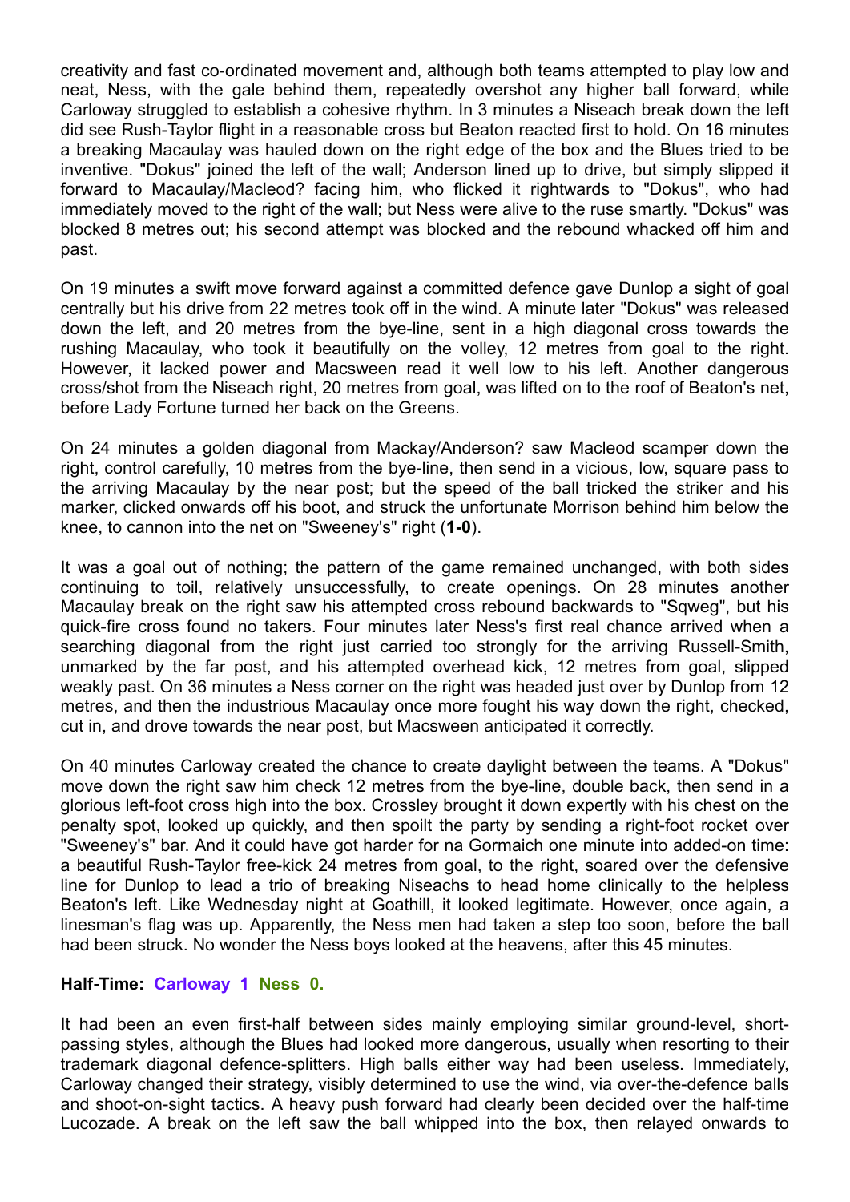creativity and fast co-ordinated movement and, although both teams attempted to play low and neat, Ness, with the gale behind them, repeatedly overshot any higher ball forward, while Carloway struggled to establish a cohesive rhythm. In 3 minutes a Niseach break down the left did see Rush-Taylor flight in a reasonable cross but Beaton reacted first to hold. On 16 minutes a breaking Macaulay was hauled down on the right edge of the box and the Blues tried to be inventive. "Dokus" joined the left of the wall; Anderson lined up to drive, but simply slipped it forward to Macaulay/Macleod? facing him, who flicked it rightwards to "Dokus", who had immediately moved to the right of the wall; but Ness were alive to the ruse smartly. "Dokus" was blocked 8 metres out; his second attempt was blocked and the rebound whacked off him and past.

On 19 minutes a swift move forward against a committed defence gave Dunlop a sight of goal centrally but his drive from 22 metres took off in the wind. A minute later "Dokus" was released down the left, and 20 metres from the bye-line, sent in a high diagonal cross towards the rushing Macaulay, who took it beautifully on the volley, 12 metres from goal to the right. However, it lacked power and Macsween read it well low to his left. Another dangerous cross/shot from the Niseach right, 20 metres from goal, was lifted on to the roof of Beaton's net, before Lady Fortune turned her back on the Greens.

On 24 minutes a golden diagonal from Mackay/Anderson? saw Macleod scamper down the right, control carefully, 10 metres from the bye-line, then send in a vicious, low, square pass to the arriving Macaulay by the near post; but the speed of the ball tricked the striker and his marker, clicked onwards off his boot, and struck the unfortunate Morrison behind him below the knee, to cannon into the net on "Sweeney's" right (**1-0**).

It was a goal out of nothing; the pattern of the game remained unchanged, with both sides continuing to toil, relatively unsuccessfully, to create openings. On 28 minutes another Macaulay break on the right saw his attempted cross rebound backwards to "Sqweg", but his quick-fire cross found no takers. Four minutes later Ness's first real chance arrived when a searching diagonal from the right just carried too strongly for the arriving Russell-Smith, unmarked by the far post, and his attempted overhead kick, 12 metres from goal, slipped weakly past. On 36 minutes a Ness corner on the right was headed just over by Dunlop from 12 metres, and then the industrious Macaulay once more fought his way down the right, checked, cut in, and drove towards the near post, but Macsween anticipated it correctly.

On 40 minutes Carloway created the chance to create daylight between the teams. A "Dokus" move down the right saw him check 12 metres from the bye-line, double back, then send in a glorious left-foot cross high into the box. Crossley brought it down expertly with his chest on the penalty spot, looked up quickly, and then spoilt the party by sending a right-foot rocket over "Sweeney's" bar. And it could have got harder for na Gormaich one minute into added-on time: a beautiful Rush-Taylor free-kick 24 metres from goal, to the right, soared over the defensive line for Dunlop to lead a trio of breaking Niseachs to head home clinically to the helpless Beaton's left. Like Wednesday night at Goathill, it looked legitimate. However, once again, a linesman's flag was up. Apparently, the Ness men had taken a step too soon, before the ball had been struck. No wonder the Ness boys looked at the heavens, after this 45 minutes.

**Half-Time: Carloway 1 Ness 0.**

It had been an even first-half between sides mainly employing similar ground-level, short-passing styles, although the Blues had looked more dangerous, usually when resorting to their trademark diagonal defence-splitters. High balls either way had been useless. Immediately, Carloway changed their strategy, visibly determined to use the wind, via over-the-defence balls and shoot-on-sight tactics. A heavy push forward had clearly been decided over the half-time Lucozade. A break on the left saw the ball whipped into the box, then relayed onwards to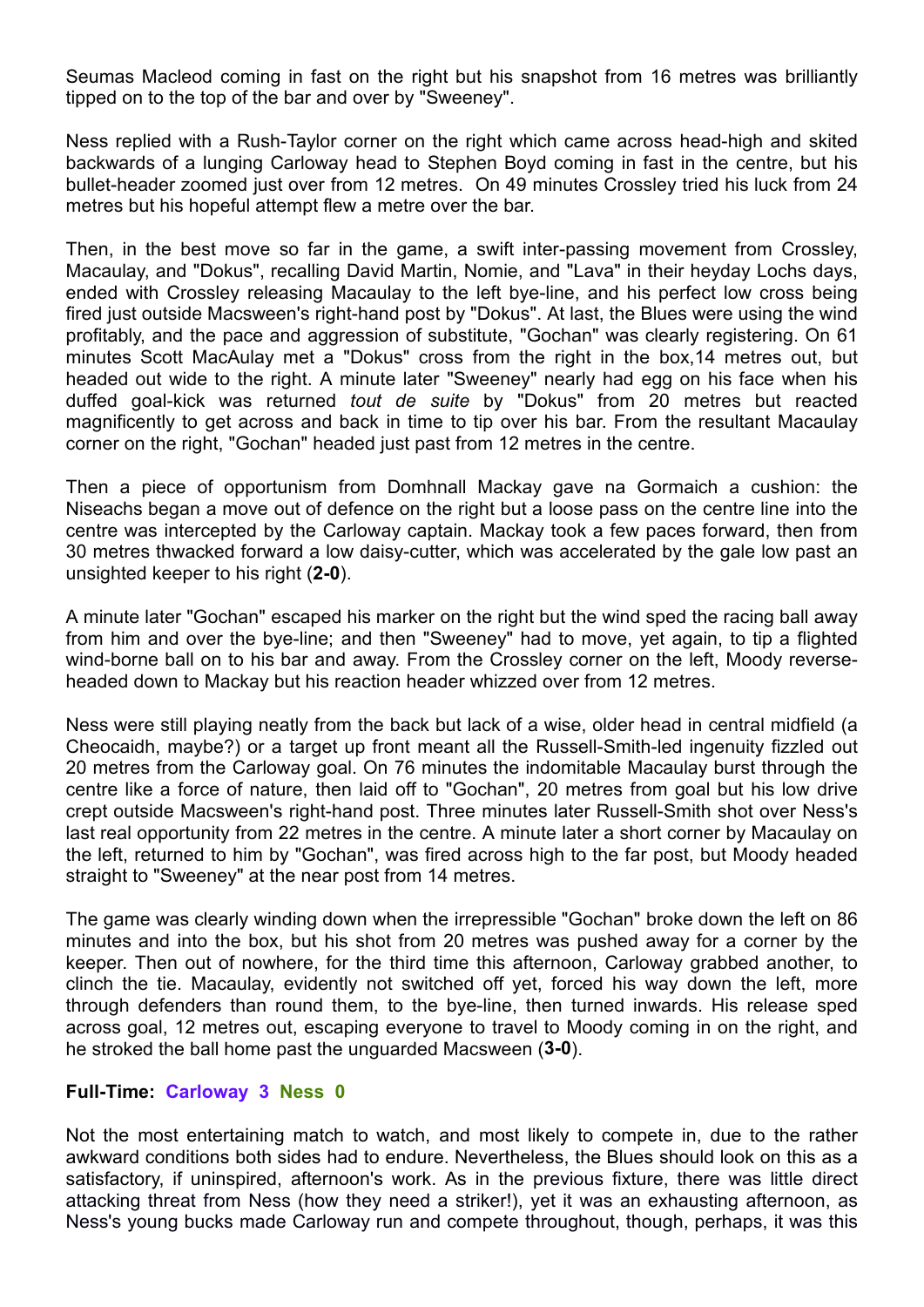Seumas Macleod coming in fast on the right but his snapshot from 16 metres was brilliantly tipped on to the top of the bar and over by "Sweeney".

Ness replied with a Rush-Taylor corner on the right which came across head-high and skited backwards of a lunging Carloway head to Stephen Boyd coming in fast in the centre, but his bullet-header zoomed just over from 12 metres. On 49 minutes Crossley tried his luck from 24 metres but his hopeful attempt flew a metre over the bar.

Then, in the best move so far in the game, a swift inter-passing movement from Crossley, Macaulay, and "Dokus", recalling David Martin, Nomie, and "Lava" in their heyday Lochs days, ended with Crossley releasing Macaulay to the left bye-line, and his perfect low cross being fired just outside Macsween's right-hand post by "Dokus". At last, the Blues were using the wind profitably, and the pace and aggression of substitute, "Gochan" was clearly registering. On 61 minutes Scott MacAulay met a "Dokus" cross from the right in the box,14 metres out, but headed out wide to the right. A minute later "Sweeney" nearly had egg on his face when his duffed goal-kick was returned *tout de suite* by "Dokus" from 20 metres but reacted magnificently to get across and back in time to tip over his bar. From the resultant Macaulay corner on the right, "Gochan" headed just past from 12 metres in the centre.

Then a piece of opportunism from Domhnall Mackay gave na Gormaich a cushion: the Niseachs began a move out of defence on the right but a loose pass on the centre line into the centre was intercepted by the Carloway captain. Mackay took a few paces forward, then from 30 metres thwacked forward a low daisy-cutter, which was accelerated by the gale low past an unsighted keeper to his right (**2-0**).

A minute later "Gochan" escaped his marker on the right but the wind sped the racing ball away from him and over the bye-line; and then "Sweeney" had to move, yet again, to tip a flighted wind-borne ball on to his bar and away. From the Crossley corner on the left, Moody reverse-headed down to Mackay but his reaction header whizzed over from 12 metres.

Ness were still playing neatly from the back but lack of a wise, older head in central midfield (a Cheocaidh, maybe?) or a target up front meant all the Russell-Smith-led ingenuity fizzled out 20 metres from the Carloway goal. On 76 minutes the indomitable Macaulay burst through the centre like a force of nature, then laid off to "Gochan", 20 metres from goal but his low drive crept outside Macsween's right-hand post. Three minutes later Russell-Smith shot over Ness's last real opportunity from 22 metres in the centre. A minute later a short corner by Macaulay on the left, returned to him by "Gochan", was fired across high to the far post, but Moody headed straight to "Sweeney" at the near post from 14 metres.

The game was clearly winding down when the irrepressible "Gochan" broke down the left on 86 minutes and into the box, but his shot from 20 metres was pushed away for a corner by the keeper. Then out of nowhere, for the third time this afternoon, Carloway grabbed another, to clinch the tie. Macaulay, evidently not switched off yet, forced his way down the left, more through defenders than round them, to the bye-line, then turned inwards. His release sped across goal, 12 metres out, escaping everyone to travel to Moody coming in on the right, and he stroked the ball home past the unguarded Macsween (**3-0**).

**Full-Time: Carloway 3 Ness 0**

Not the most entertaining match to watch, and most likely to compete in, due to the rather awkward conditions both sides had to endure. Nevertheless, the Blues should look on this as a satisfactory, if uninspired, afternoon's work. As in the previous fixture, there was little direct attacking threat from Ness (how they need a striker!), yet it was an exhausting afternoon, as Ness's young bucks made Carloway run and compete throughout, though, perhaps, it was this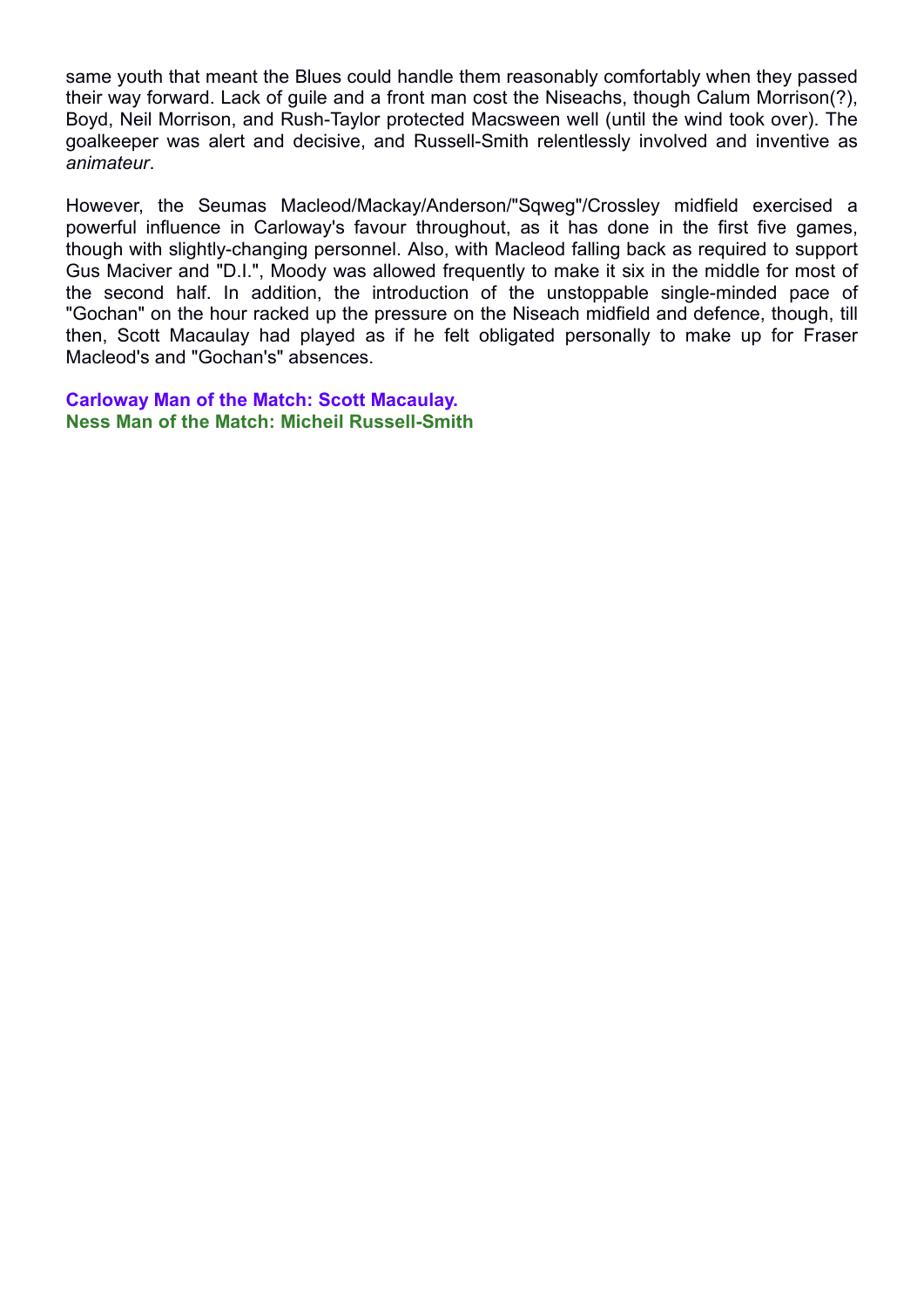same youth that meant the Blues could handle them reasonably comfortably when they passed their way forward. Lack of guile and a front man cost the Niseachs, though Calum Morrison(?), Boyd, Neil Morrison, and Rush-Taylor protected Macsween well (until the wind took over). The goalkeeper was alert and decisive, and Russell-Smith relentlessly involved and inventive as *animateur*.

However, the Seumas Macleod/Mackay/Anderson/"Sqweg"/Crossley midfield exercised a powerful influence in Carloway's favour throughout, as it has done in the first five games, though with slightly-changing personnel. Also, with Macleod falling back as required to support Gus Maciver and "D.I.", Moody was allowed frequently to make it six in the middle for most of the second half. In addition, the introduction of the unstoppable single-minded pace of "Gochan" on the hour racked up the pressure on the Niseach midfield and defence, though, till then, Scott Macaulay had played as if he felt obligated personally to make up for Fraser Macleod's and "Gochan's" absences.

**Carloway Man of the Match: Scott Macaulay.**
**Ness Man of the Match: Micheil Russell-Smith**